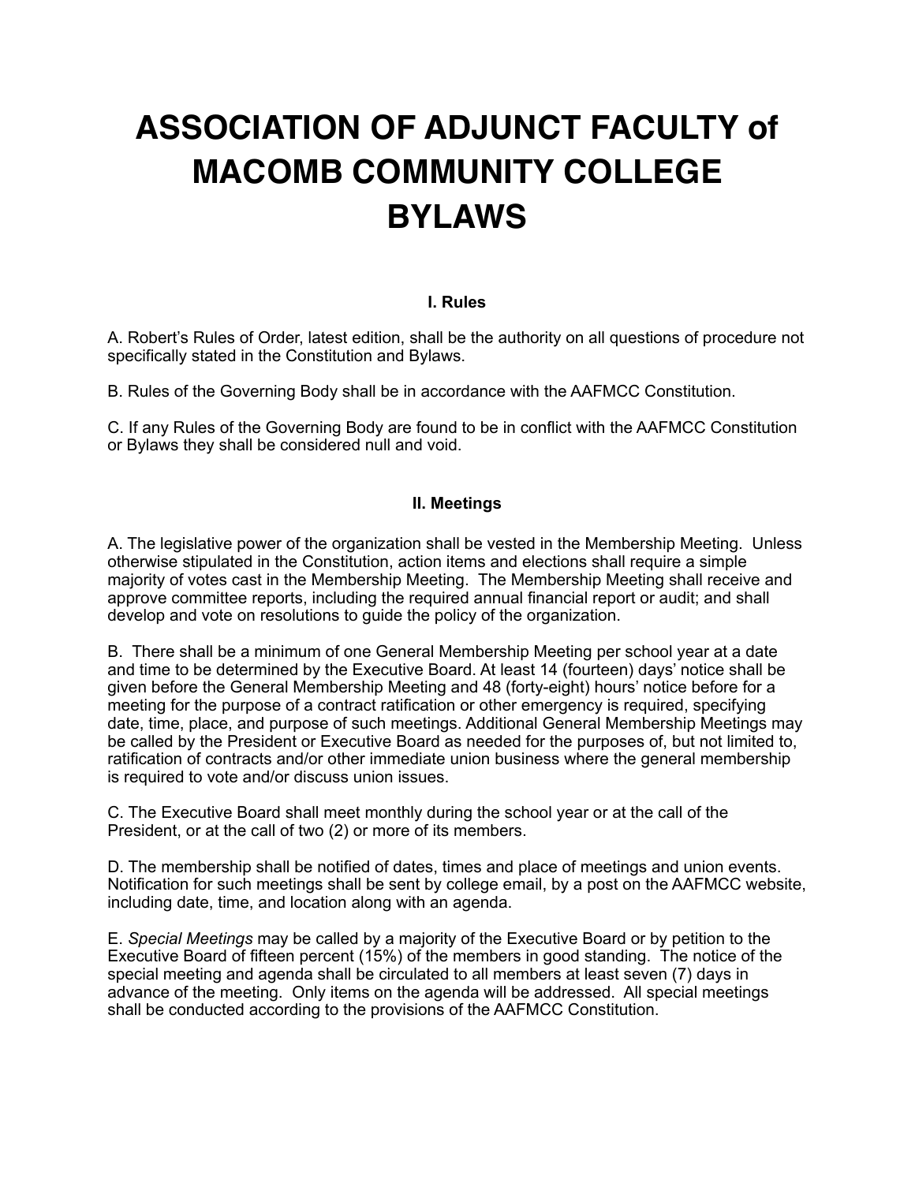# ASSOCIATION OF ADJUNCT FACULTY of MACOMB COMMUNITY COLLEGE BYLAWS

## I. Rules

A. Robert's Rules of Order, latest edition, shall be the authority on all questions of procedure not specifically stated in the Constitution and Bylaws.

B. Rules of the Governing Body shall be in accordance with the AAFMCC Constitution.

C. If any Rules of the Governing Body are found to be in conflict with the AAFMCC Constitution or Bylaws they shall be considered null and void.

## II. Meetings

A. The legislative power of the organization shall be vested in the Membership Meeting. Unless otherwise stipulated in the Constitution, action items and elections shall require a simple majority of votes cast in the Membership Meeting. The Membership Meeting shall receive and approve committee reports, including the required annual financial report or audit; and shall develop and vote on resolutions to guide the policy of the organization.

B. There shall be a minimum of one General Membership Meeting per school year at a date and time to be determined by the Executive Board. At least 14 (fourteen) days' notice shall be given before the General Membership Meeting and 48 (forty-eight) hours' notice before for a meeting for the purpose of a contract ratification or other emergency is required, specifying date, time, place, and purpose of such meetings. Additional General Membership Meetings may be called by the President or Executive Board as needed for the purposes of, but not limited to, ratification of contracts and/or other immediate union business where the general membership is required to vote and/or discuss union issues.

C. The Executive Board shall meet monthly during the school year or at the call of the President, or at the call of two (2) or more of its members.

D. The membership shall be notified of dates, times and place of meetings and union events. Notification for such meetings shall be sent by college email, by a post on the AAFMCC website, including date, time, and location along with an agenda.

E. *Special Meetings* may be called by a majority of the Executive Board or by petition to the Executive Board of fifteen percent (15%) of the members in good standing. The notice of the special meeting and agenda shall be circulated to all members at least seven (7) days in advance of the meeting. Only items on the agenda will be addressed. All special meetings shall be conducted according to the provisions of the AAFMCC Constitution.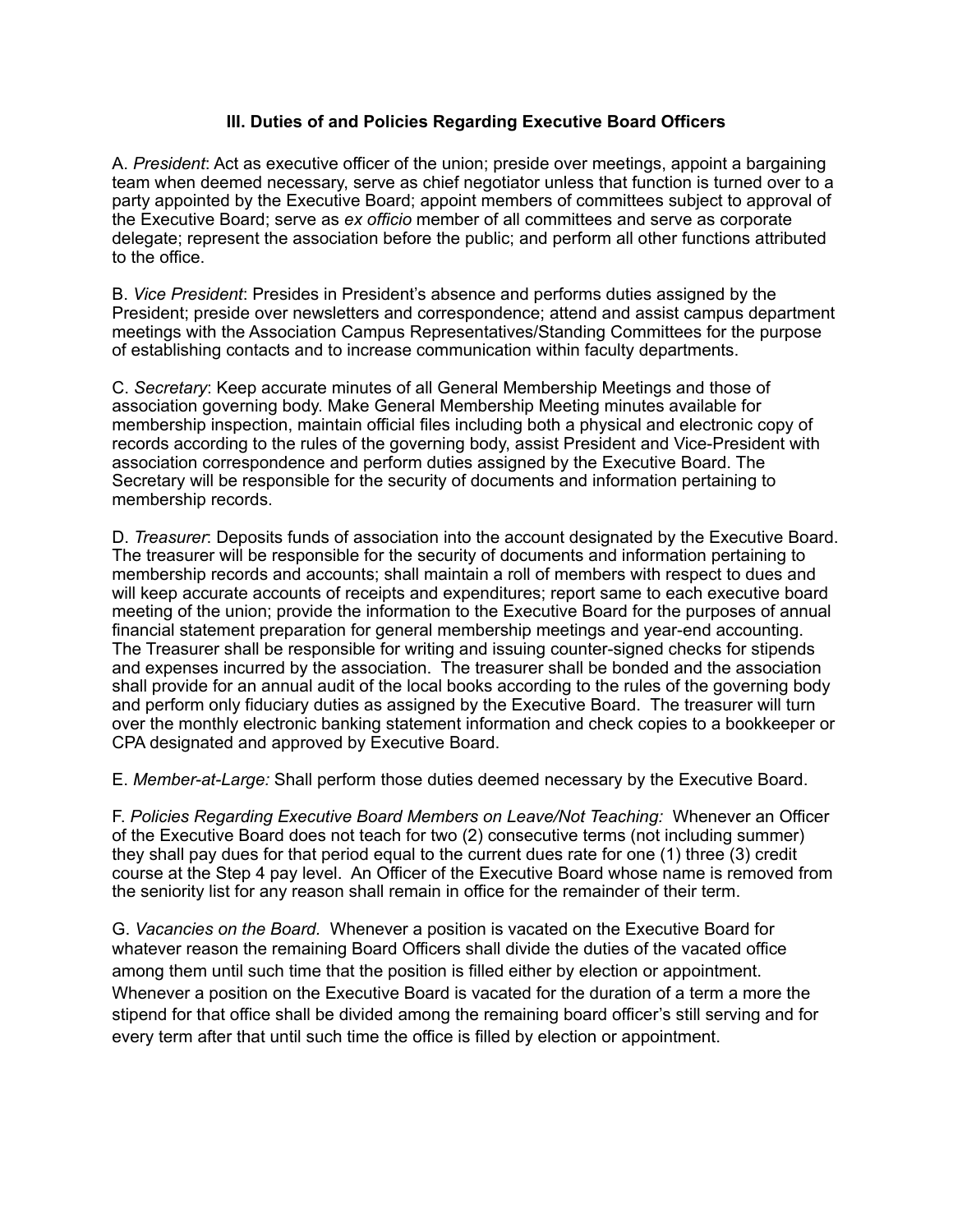### III. Duties of and Policies Regarding Executive Board Officers

A. *President*: Act as executive officer of the union; preside over meetings, appoint a bargaining team when deemed necessary, serve as chief negotiator unless that function is turned over to a party appointed by the Executive Board; appoint members of committees subject to approval of the Executive Board; serve as *ex officio* member of all committees and serve as corporate delegate; represent the association before the public; and perform all other functions attributed to the office.

B. *Vice President*: Presides in President's absence and performs duties assigned by the President; preside over newsletters and correspondence; attend and assist campus department meetings with the Association Campus Representatives/Standing Committees for the purpose of establishing contacts and to increase communication within faculty departments.

C. *Secretary*: Keep accurate minutes of all General Membership Meetings and those of association governing body. Make General Membership Meeting minutes available for membership inspection, maintain official files including both a physical and electronic copy of records according to the rules of the governing body, assist President and Vice-President with association correspondence and perform duties assigned by the Executive Board. The Secretary will be responsible for the security of documents and information pertaining to membership records.

D. *Treasurer*: Deposits funds of association into the account designated by the Executive Board. The treasurer will be responsible for the security of documents and information pertaining to membership records and accounts; shall maintain a roll of members with respect to dues and will keep accurate accounts of receipts and expenditures; report same to each executive board meeting of the union; provide the information to the Executive Board for the purposes of annual financial statement preparation for general membership meetings and year-end accounting. The Treasurer shall be responsible for writing and issuing counter-signed checks for stipends and expenses incurred by the association. The treasurer shall be bonded and the association shall provide for an annual audit of the local books according to the rules of the governing body and perform only fiduciary duties as assigned by the Executive Board. The treasurer will turn over the monthly electronic banking statement information and check copies to a bookkeeper or CPA designated and approved by Executive Board.

E. *Member-at-Large:* Shall perform those duties deemed necessary by the Executive Board.

F. *Policies Regarding Executive Board Members on Leave/Not Teaching:* Whenever an Officer of the Executive Board does not teach for two (2) consecutive terms (not including summer) they shall pay dues for that period equal to the current dues rate for one (1) three (3) credit course at the Step 4 pay level. An Officer of the Executive Board whose name is removed from the seniority list for any reason shall remain in office for the remainder of their term.

G. *Vacancies on the Board.* Whenever a position is vacated on the Executive Board for whatever reason the remaining Board Officers shall divide the duties of the vacated office among them until such time that the position is filled either by election or appointment. Whenever a position on the Executive Board is vacated for the duration of a term a more the stipend for that office shall be divided among the remaining board officer's still serving and for every term after that until such time the office is filled by election or appointment.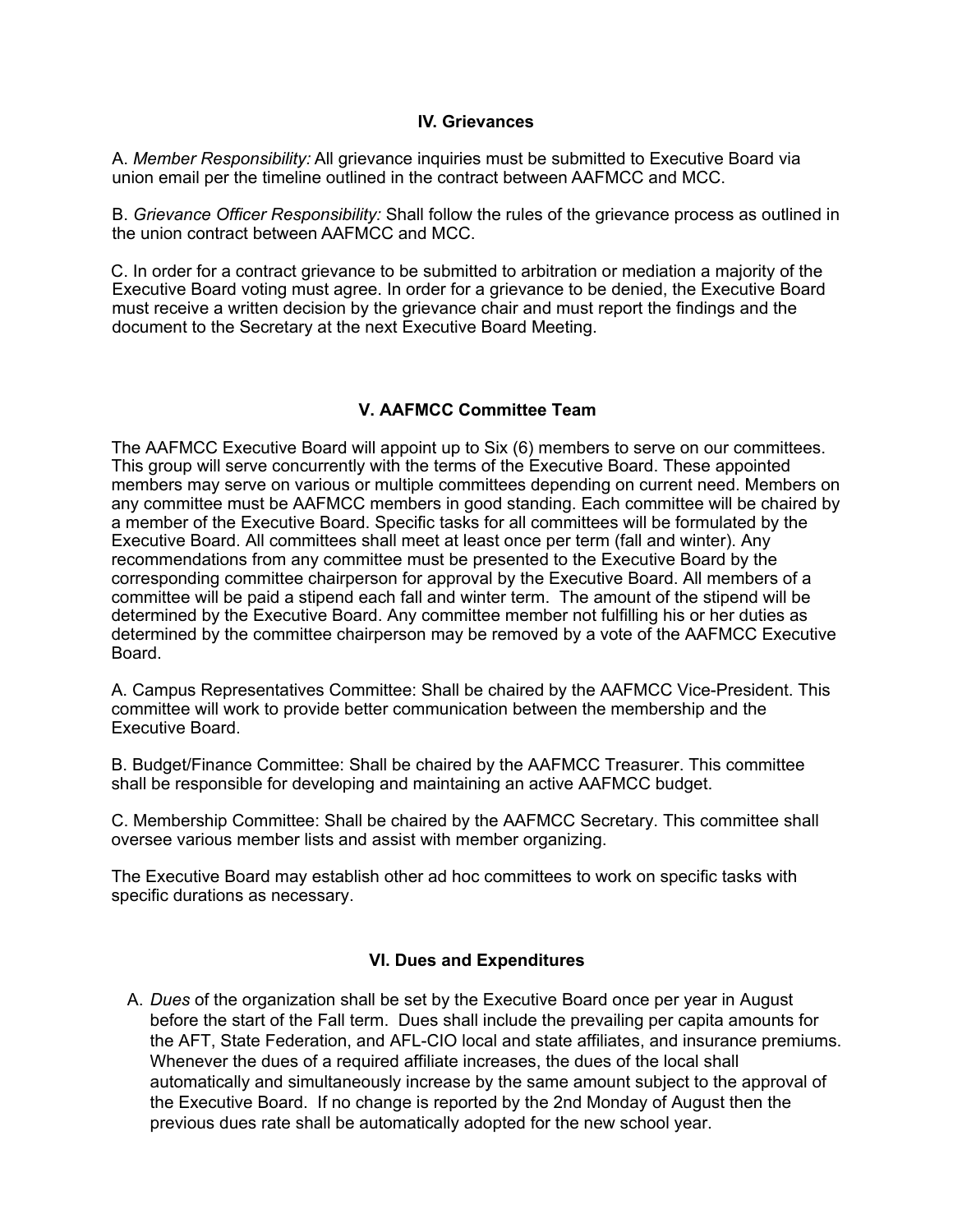## IV. Grievances

A. *Member Responsibility:* All grievance inquiries must be submitted to Executive Board via union email per the timeline outlined in the contract between AAFMCC and MCC.

B. *Grievance Officer Responsibility:* Shall follow the rules of the grievance process as outlined in the union contract between AAFMCC and MCC.

C. In order for a contract grievance to be submitted to arbitration or mediation a majority of the Executive Board voting must agree. In order for a grievance to be denied, the Executive Board must receive a written decision by the grievance chair and must report the findings and the document to the Secretary at the next Executive Board Meeting.

## V. AAFMCC Committee Team

The AAFMCC Executive Board will appoint up to Six (6) members to serve on our committees. This group will serve concurrently with the terms of the Executive Board. These appointed members may serve on various or multiple committees depending on current need. Members on any committee must be AAFMCC members in good standing. Each committee will be chaired by a member of the Executive Board. Specific tasks for all committees will be formulated by the Executive Board. All committees shall meet at least once per term (fall and winter). Any recommendations from any committee must be presented to the Executive Board by the corresponding committee chairperson for approval by the Executive Board. All members of a committee will be paid a stipend each fall and winter term. The amount of the stipend will be determined by the Executive Board. Any committee member not fulfilling his or her duties as determined by the committee chairperson may be removed by a vote of the AAFMCC Executive Board.

A. Campus Representatives Committee: Shall be chaired by the AAFMCC Vice-President. This committee will work to provide better communication between the membership and the Executive Board.

B. Budget/Finance Committee: Shall be chaired by the AAFMCC Treasurer. This committee shall responsible for developing and maintaining an active AAFMCC budget.

C. Membership Committee: Shall be chaired by the AAFMCC Secretary. This committee shall oversee various member lists and assist with member organizing.

The Executive Board may establish other ad hoc committees to work on specific tasks with specific durations as necessary.

## VI. Dues and Expenditures

A. *Dues* of the organization shall be set by the Executive Board once per year in August before the start of the Fall term. Dues shall include the prevailing per capita amounts for the AFT, State Federation, and AFL-CIO local and state affiliates, and insurance premiums. Whenever the dues of a required affiliate increases, the dues of the local shall automatically and simultaneously increase by the same amount subject to the approval of the Executive Board. If no change is reported by the 2nd Monday of August then the previous dues rate shall be automatically adopted for the new school year.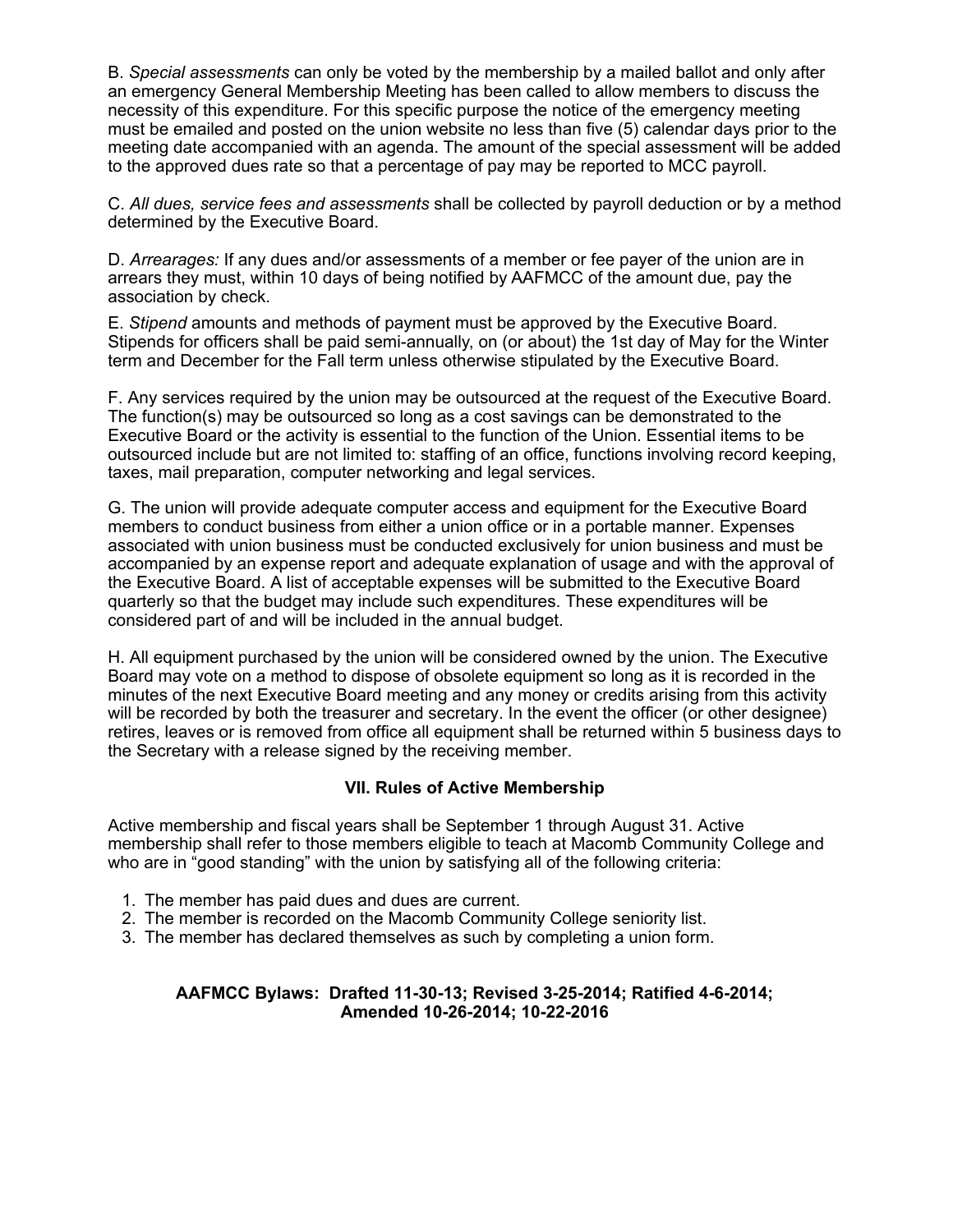B. *Special assessments* can only be voted by the membership by a mailed ballot and only after an emergency General Membership Meeting has been called to allow members to discuss the necessity of this expenditure. For this specific purpose the notice of the emergency meeting must be emailed and posted on the union website no less than five (5) calendar days prior to the meeting date accompanied with an agenda. The amount of the special assessment will be added to the approved dues rate so that a percentage of pay may be reported to MCC payroll.

C. *All dues, service fees and assessments* shall be collected by payroll deduction or by a method determined by the Executive Board.

D. *Arrearages:* If any dues and/or assessments of a member or fee payer of the union are in arrears they must, within 10 days of being notified by AAFMCC of the amount due, pay the association by check.

E. *Stipend* amounts and methods of payment must be approved by the Executive Board. Stipends for officers shall be paid semi-annually, on (or about) the 1st day of May for the Winter term and December for the Fall term unless otherwise stipulated by the Executive Board.

F. Any services required by the union may be outsourced at the request of the Executive Board. The function(s) may be outsourced so long as a cost savings can be demonstrated to the Executive Board or the activity is essential to the function of the Union. Essential items to be outsourced include but are not limited to: staffing of an office, functions involving record keeping, taxes, mail preparation, computer networking and legal services.

G. The union will provide adequate computer access and equipment for the Executive Board members to conduct business from either a union office or in a portable manner. Expenses associated with union business must be conducted exclusively for union business and must be accompanied by an expense report and adequate explanation of usage and with the approval of the Executive Board. A list of acceptable expenses will be submitted to the Executive Board quarterly so that the budget may include such expenditures. These expenditures will be considered part of and will be included in the annual budget.

H. All equipment purchased by the union will be considered owned by the union. The Executive Board may vote on a method to dispose of obsolete equipment so long as it is recorded in the minutes of the next Executive Board meeting and any money or credits arising from this activity will be recorded by both the treasurer and secretary. In the event the officer (or other designee) retires, leaves or is removed from office all equipment shall be returned within 5 business days to the Secretary with a release signed by the receiving member.

## VII. Rules of Active Membership

Active membership and fiscal years shall be September 1 through August 31. Active membership shall refer to those members eligible to teach at Macomb Community College and who are in "good standing" with the union by satisfying all of the following criteria:

1. The member has paid dues and dues are current.
2. The member is recorded on the Macomb Community College seniority list.
3. The member has declared themselves as such by completing a union form.

**AAFMCC Bylaws: Drafted 11-30-13; Revised 3-25-2014; Ratified 4-6-2014; Amended 10-26-2014; 10-22-2016**